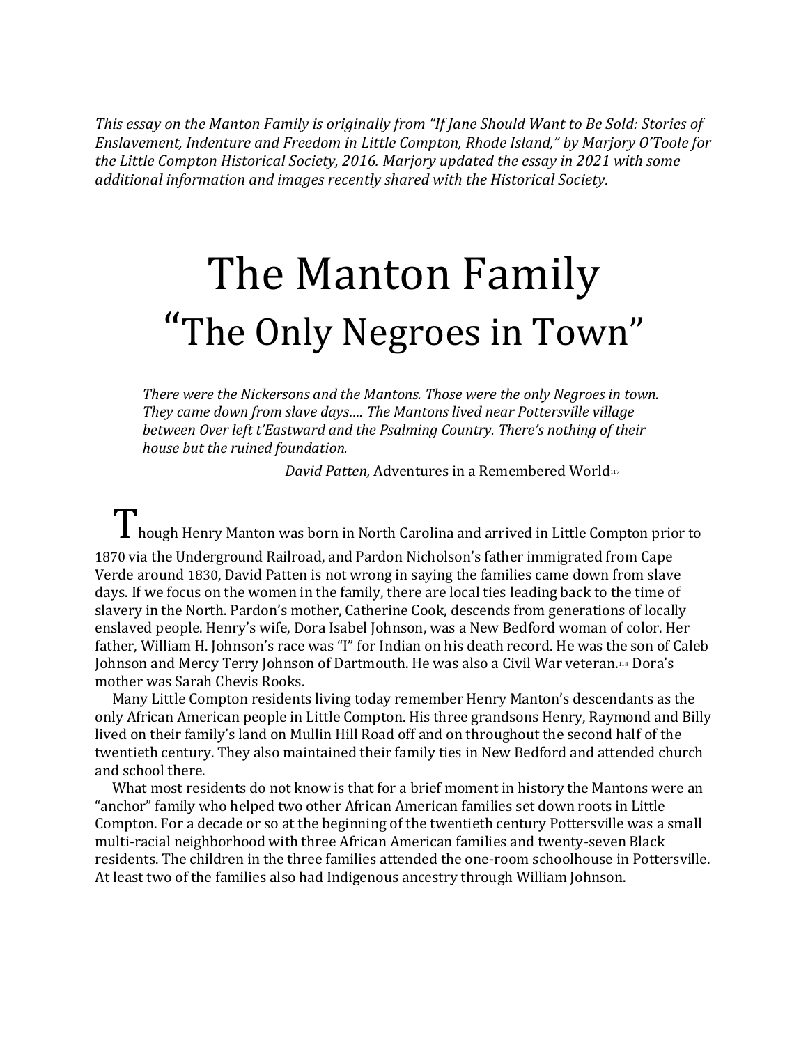*This essay on the Manton Family is originally from "If Jane Should Want to Be Sold: Stories of Enslavement, Indenture and Freedom in Little Compton, Rhode Island," by Marjory O'Toole for the Little Compton Historical Society, 2016. Marjory updated the essay in 2021 with some additional information and images recently shared with the Historical Society.*

# The Manton Family
## "The Only Negroes in Town"

> *There were the Nickersons and the Mantons. Those were the only Negroes in town. They came down from slave days…. The Mantons lived near Pottersville village between Over left t'Eastward and the Psalming Country. There's nothing of their house but the ruined foundation.*
>
> *David Patten,* Adventures in a Remembered World[117]

Though Henry Manton was born in North Carolina and arrived in Little Compton prior to 1870 via the Underground Railroad, and Pardon Nicholson's father immigrated from Cape Verde around 1830, David Patten is not wrong in saying the families came down from slave days. If we focus on the women in the family, there are local ties leading back to the time of slavery in the North. Pardon's mother, Catherine Cook, descends from generations of locally enslaved people. Henry's wife, Dora Isabel Johnson, was a New Bedford woman of color. Her father, William H. Johnson's race was "I" for Indian on his death record. He was the son of Caleb Johnson and Mercy Terry Johnson of Dartmouth. He was also a Civil War veteran.[118] Dora's mother was Sarah Chevis Rooks.

Many Little Compton residents living today remember Henry Manton's descendants as the only African American people in Little Compton. His three grandsons Henry, Raymond and Billy lived on their family's land on Mullin Hill Road off and on throughout the second half of the twentieth century. They also maintained their family ties in New Bedford and attended church and school there.

What most residents do not know is that for a brief moment in history the Mantons were an "anchor" family who helped two other African American families set down roots in Little Compton. For a decade or so at the beginning of the twentieth century Pottersville was a small multi-racial neighborhood with three African American families and twenty-seven Black residents. The children in the three families attended the one-room schoolhouse in Pottersville. At least two of the families also had Indigenous ancestry through William Johnson.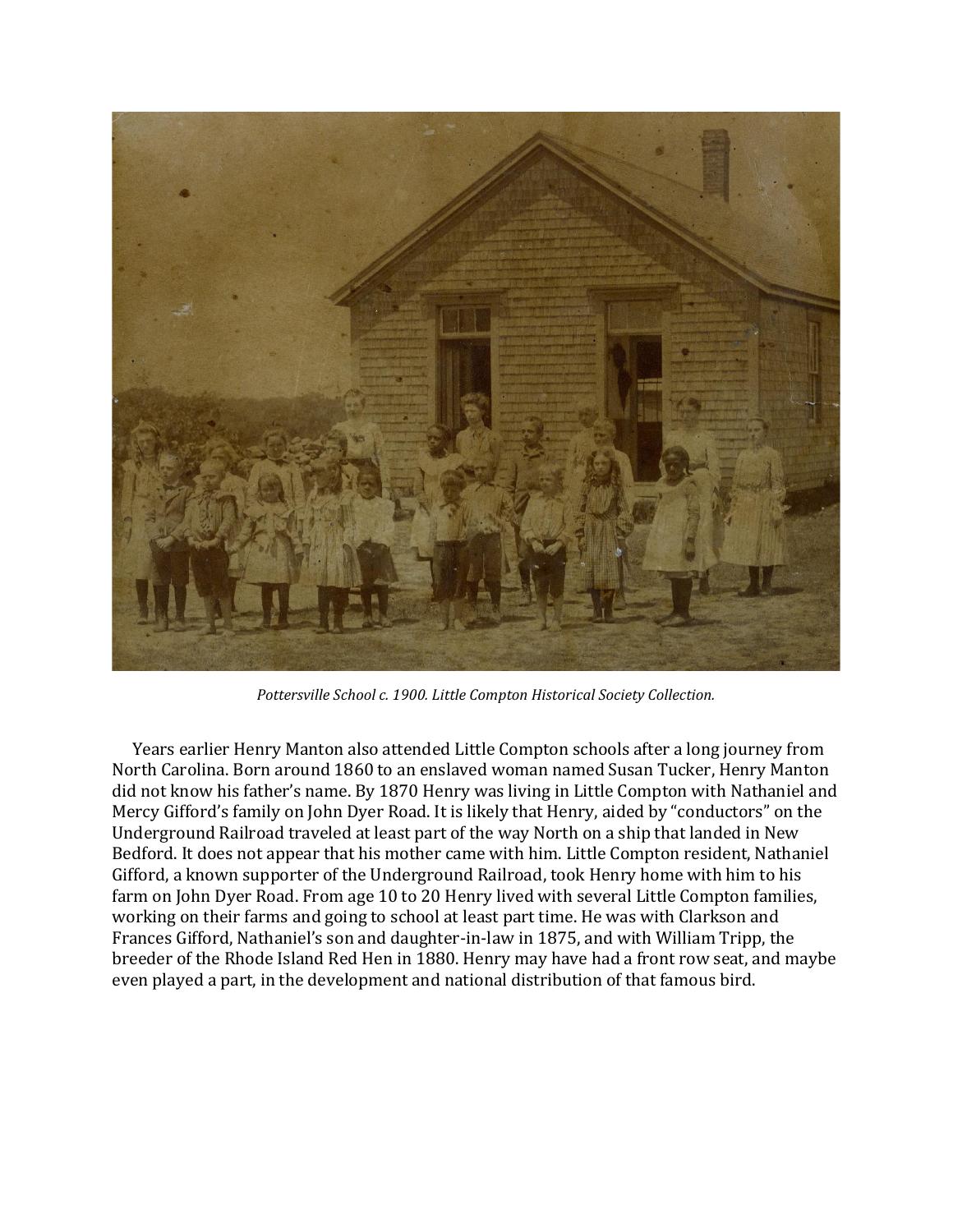*Pottersville School c. 1900. Little Compton Historical Society Collection.*

Years earlier Henry Manton also attended Little Compton schools after a long journey from North Carolina. Born around 1860 to an enslaved woman named Susan Tucker, Henry Manton did not know his father's name. By 1870 Henry was living in Little Compton with Nathaniel and Mercy Gifford's family on John Dyer Road. It is likely that Henry, aided by "conductors" on the Underground Railroad traveled at least part of the way North on a ship that landed in New Bedford. It does not appear that his mother came with him. Little Compton resident, Nathaniel Gifford, a known supporter of the Underground Railroad, took Henry home with him to his farm on John Dyer Road. From age 10 to 20 Henry lived with several Little Compton families, working on their farms and going to school at least part time. He was with Clarkson and Frances Gifford, Nathaniel's son and daughter-in-law in 1875, and with William Tripp, the breeder of the Rhode Island Red Hen in 1880. Henry may have had a front row seat, and maybe even played a part, in the development and national distribution of that famous bird.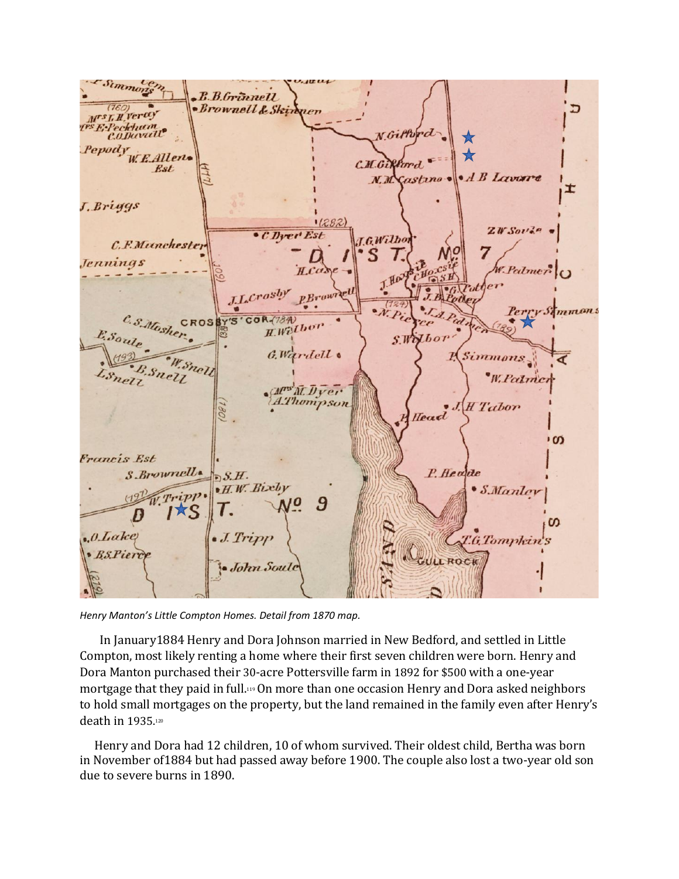*Henry Manton's Little Compton Homes. Detail from 1870 map.*

In January1884 Henry and Dora Johnson married in New Bedford, and settled in Little Compton, most likely renting a home where their first seven children were born. Henry and Dora Manton purchased their 30-acre Pottersville farm in 1892 for $500 with a one-year mortgage that they paid in full.[119] On more than one occasion Henry and Dora asked neighbors to hold small mortgages on the property, but the land remained in the family even after Henry's death in 1935.[120]

Henry and Dora had 12 children, 10 of whom survived. Their oldest child, Bertha was born in November of1884 but had passed away before 1900. The couple also lost a two-year old son due to severe burns in 1890.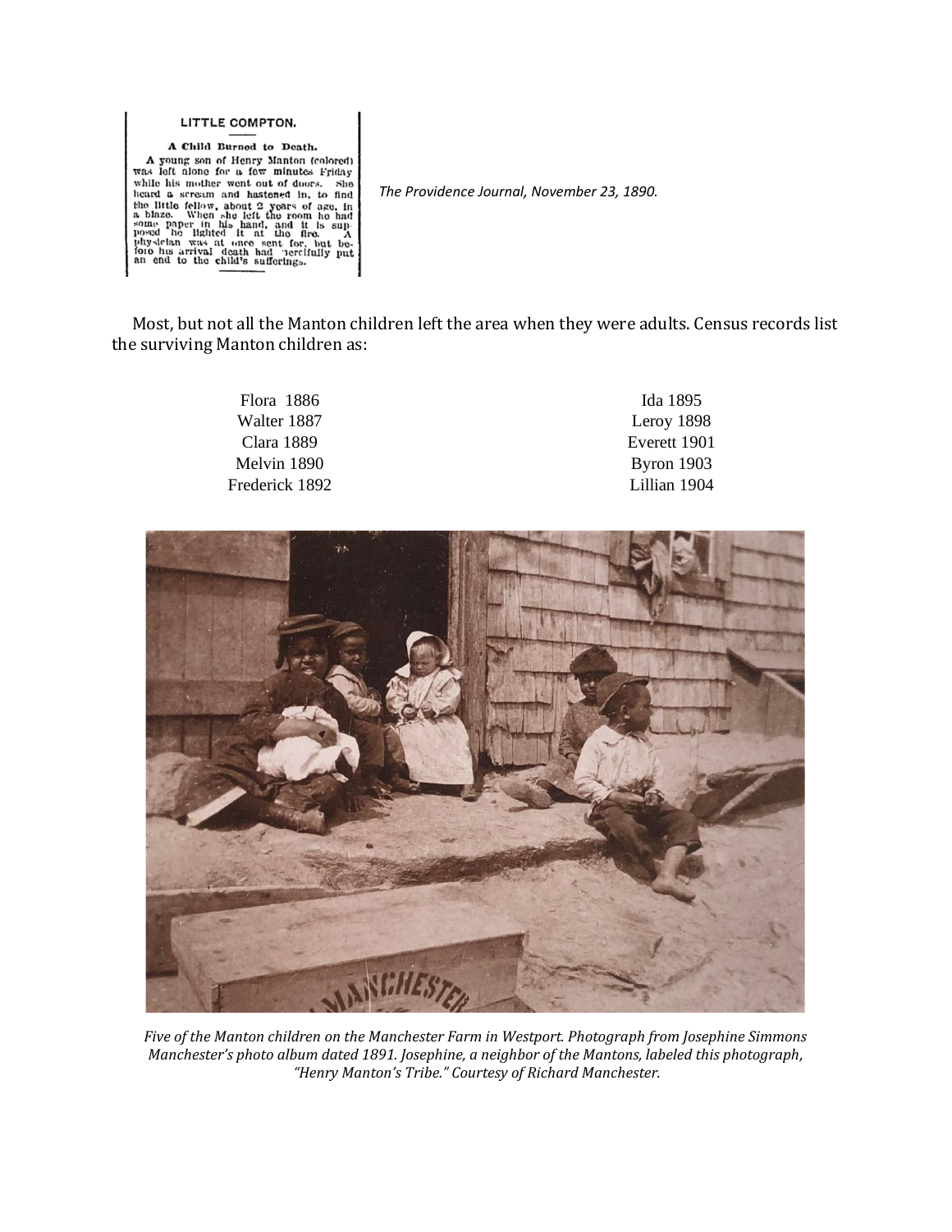**LITTLE COMPTON.**

**A Child Burned to Death.**

A young son of Henry Manton (colored) was left alone for a few minutes Friday while his mother went out of doors. She heard a scream and hastened in, to find the little fellow, about 2 years of age, in a blaze. When she left the room he had some paper in his hand, and it is supposed he lighted it at the fire. A physician was at once sent for, but before his arrival death had mercifully put an end to the child's sufferings.

*The Providence Journal, November 23, 1890.*

Most, but not all the Manton children left the area when they were adults. Census records list the surviving Manton children as:

Flora 1886
Walter 1887
Clara 1889
Melvin 1890
Frederick 1892
Ida 1895
Leroy 1898
Everett 1901
Byron 1903
Lillian 1904

*Five of the Manton children on the Manchester Farm in Westport. Photograph from Josephine Simmons Manchester's photo album dated 1891. Josephine, a neighbor of the Mantons, labeled this photograph, "Henry Manton's Tribe." Courtesy of Richard Manchester.*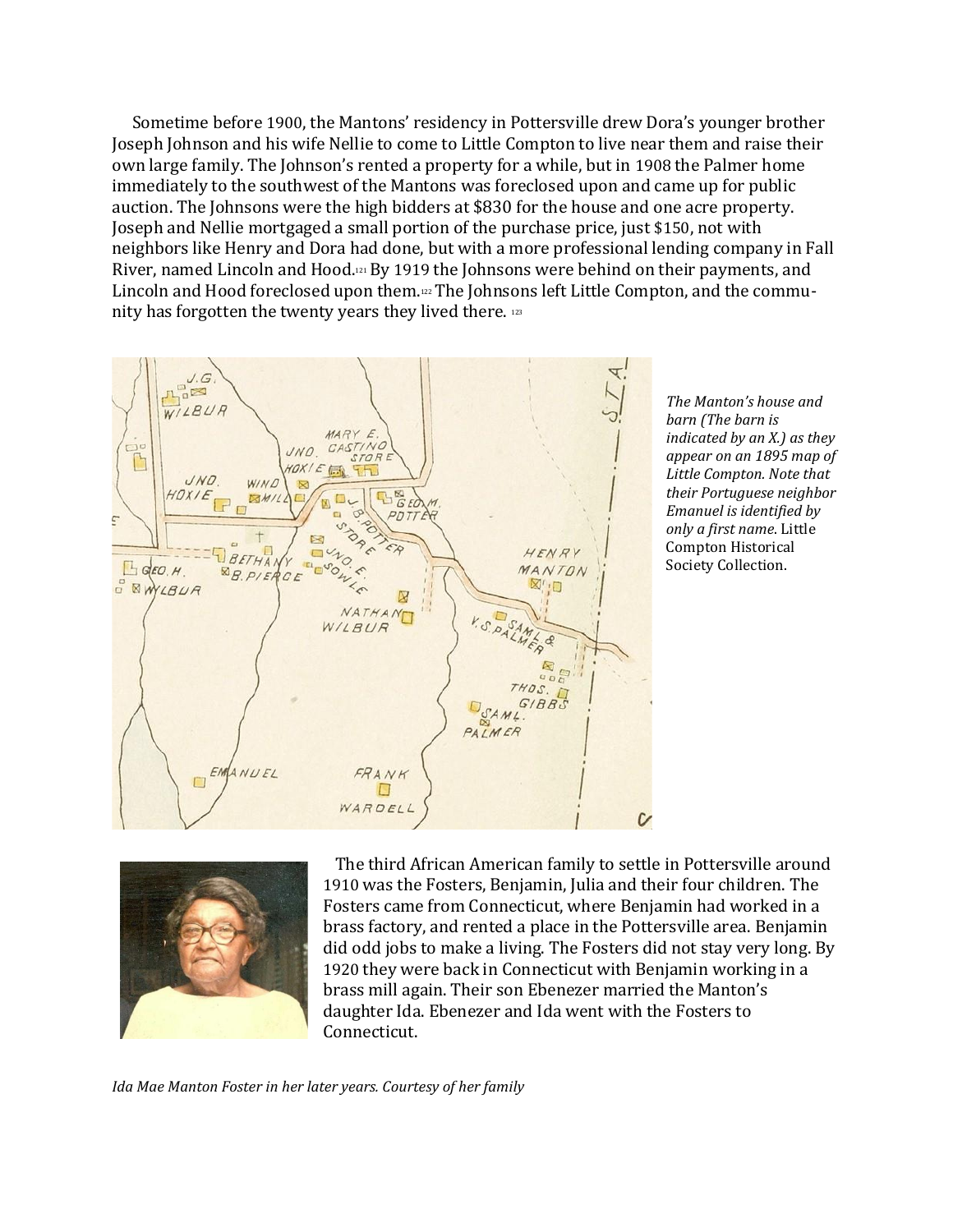Sometime before 1900, the Mantons' residency in Pottersville drew Dora's younger brother Joseph Johnson and his wife Nellie to come to Little Compton to live near them and raise their own large family. The Johnson's rented a property for a while, but in 1908 the Palmer home immediately to the southwest of the Mantons was foreclosed upon and came up for public auction. The Johnsons were the high bidders at $830 for the house and one acre property. Joseph and Nellie mortgaged a small portion of the purchase price, just $150, not with neighbors like Henry and Dora had done, but with a more professional lending company in Fall River, named Lincoln and Hood.[121] By 1919 the Johnsons were behind on their payments, and Lincoln and Hood foreclosed upon them.[122] The Johnsons left Little Compton, and the community has forgotten the twenty years they lived there. [123]

*The Manton's house and barn (The barn is indicated by an X.) as they appear on an 1895 map of Little Compton. Note that their Portuguese neighbor Emanuel is identified by only a first name.* Little Compton Historical Society Collection.

The third African American family to settle in Pottersville around 1910 was the Fosters, Benjamin, Julia and their four children. The Fosters came from Connecticut, where Benjamin had worked in a brass factory, and rented a place in the Pottersville area. Benjamin did odd jobs to make a living. The Fosters did not stay very long. By 1920 they were back in Connecticut with Benjamin working in a brass mill again. Their son Ebenezer married the Manton's daughter Ida. Ebenezer and Ida went with the Fosters to Connecticut.

*Ida Mae Manton Foster in her later years. Courtesy of her family*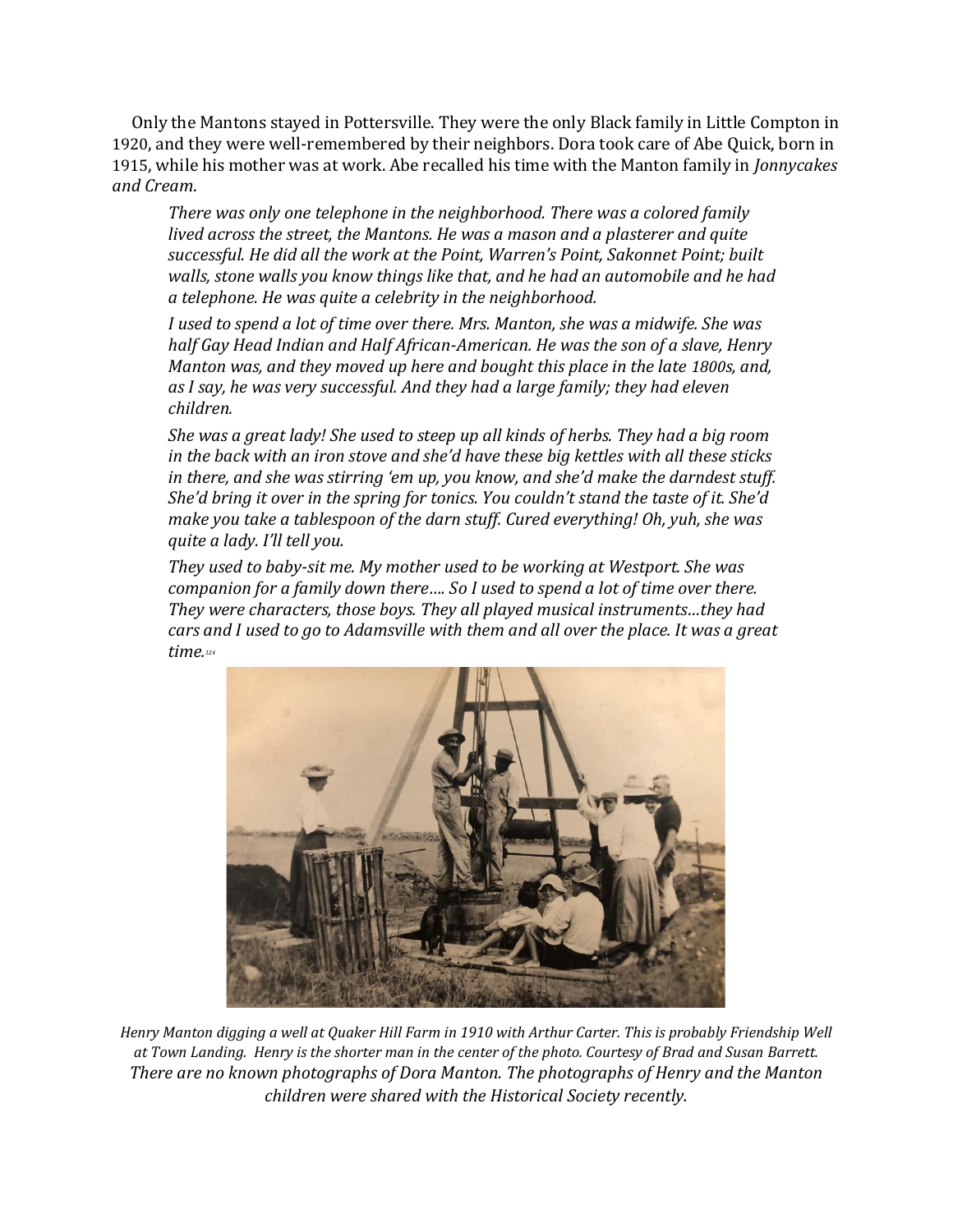Only the Mantons stayed in Pottersville. They were the only Black family in Little Compton in 1920, and they were well-remembered by their neighbors. Dora took care of Abe Quick, born in 1915, while his mother was at work. Abe recalled his time with the Manton family in *Jonnycakes and Cream*.

> *There was only one telephone in the neighborhood. There was a colored family lived across the street, the Mantons. He was a mason and a plasterer and quite successful. He did all the work at the Point, Warren's Point, Sakonnet Point; built walls, stone walls you know things like that, and he had an automobile and he had a telephone. He was quite a celebrity in the neighborhood.*
>
> *I used to spend a lot of time over there. Mrs. Manton, she was a midwife. She was half Gay Head Indian and Half African-American. He was the son of a slave, Henry Manton was, and they moved up here and bought this place in the late 1800s, and, as I say, he was very successful. And they had a large family; they had eleven children.*
>
> *She was a great lady! She used to steep up all kinds of herbs. They had a big room in the back with an iron stove and she'd have these big kettles with all these sticks in there, and she was stirring 'em up, you know, and she'd make the darndest stuff. She'd bring it over in the spring for tonics. You couldn't stand the taste of it. She'd make you take a tablespoon of the darn stuff. Cured everything! Oh, yuh, she was quite a lady. I'll tell you.*
>
> *They used to baby-sit me. My mother used to be working at Westport. She was companion for a family down there…. So I used to spend a lot of time over there. They were characters, those boys. They all played musical instruments…they had cars and I used to go to Adamsville with them and all over the place. It was a great time.*[124]

*Henry Manton digging a well at Quaker Hill Farm in 1910 with Arthur Carter. This is probably Friendship Well at Town Landing. Henry is the shorter man in the center of the photo. Courtesy of Brad and Susan Barrett.*

*There are no known photographs of Dora Manton. The photographs of Henry and the Manton children were shared with the Historical Society recently.*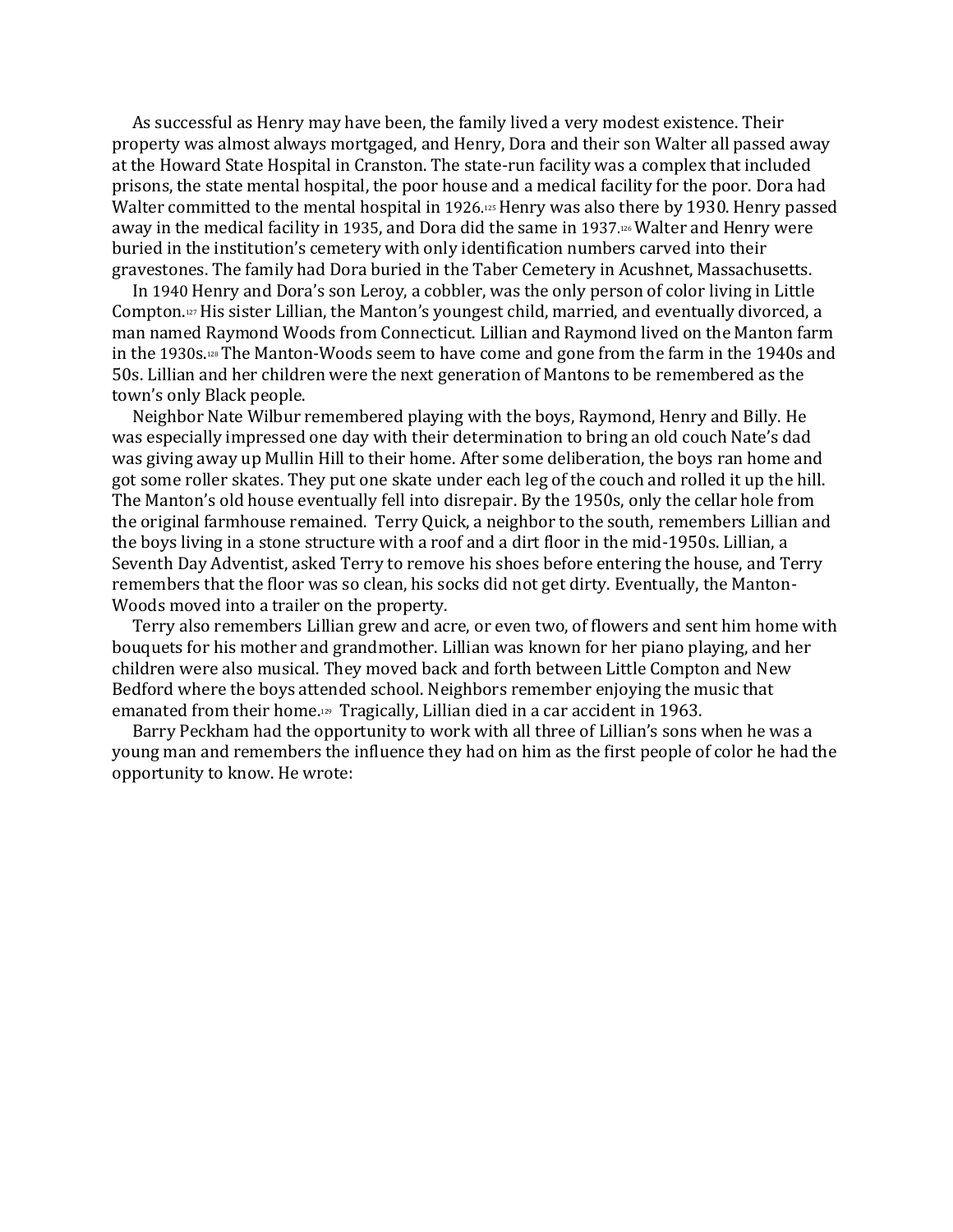As successful as Henry may have been, the family lived a very modest existence. Their property was almost always mortgaged, and Henry, Dora and their son Walter all passed away at the Howard State Hospital in Cranston. The state-run facility was a complex that included prisons, the state mental hospital, the poor house and a medical facility for the poor. Dora had Walter committed to the mental hospital in 1926.[125] Henry was also there by 1930. Henry passed away in the medical facility in 1935, and Dora did the same in 1937.[126] Walter and Henry were buried in the institution's cemetery with only identification numbers carved into their gravestones. The family had Dora buried in the Taber Cemetery in Acushnet, Massachusetts.

In 1940 Henry and Dora's son Leroy, a cobbler, was the only person of color living in Little Compton.[127] His sister Lillian, the Manton's youngest child, married, and eventually divorced, a man named Raymond Woods from Connecticut. Lillian and Raymond lived on the Manton farm in the 1930s.[128] The Manton-Woods seem to have come and gone from the farm in the 1940s and 50s. Lillian and her children were the next generation of Mantons to be remembered as the town's only Black people.

Neighbor Nate Wilbur remembered playing with the boys, Raymond, Henry and Billy. He was especially impressed one day with their determination to bring an old couch Nate's dad was giving away up Mullin Hill to their home. After some deliberation, the boys ran home and got some roller skates. They put one skate under each leg of the couch and rolled it up the hill. The Manton's old house eventually fell into disrepair. By the 1950s, only the cellar hole from the original farmhouse remained. Terry Quick, a neighbor to the south, remembers Lillian and the boys living in a stone structure with a roof and a dirt floor in the mid-1950s. Lillian, a Seventh Day Adventist, asked Terry to remove his shoes before entering the house, and Terry remembers that the floor was so clean, his socks did not get dirty. Eventually, the Manton-Woods moved into a trailer on the property.

Terry also remembers Lillian grew and acre, or even two, of flowers and sent him home with bouquets for his mother and grandmother. Lillian was known for her piano playing, and her children were also musical. They moved back and forth between Little Compton and New Bedford where the boys attended school. Neighbors remember enjoying the music that emanated from their home.[129] Tragically, Lillian died in a car accident in 1963.

Barry Peckham had the opportunity to work with all three of Lillian's sons when he was a young man and remembers the influence they had on him as the first people of color he had the opportunity to know. He wrote: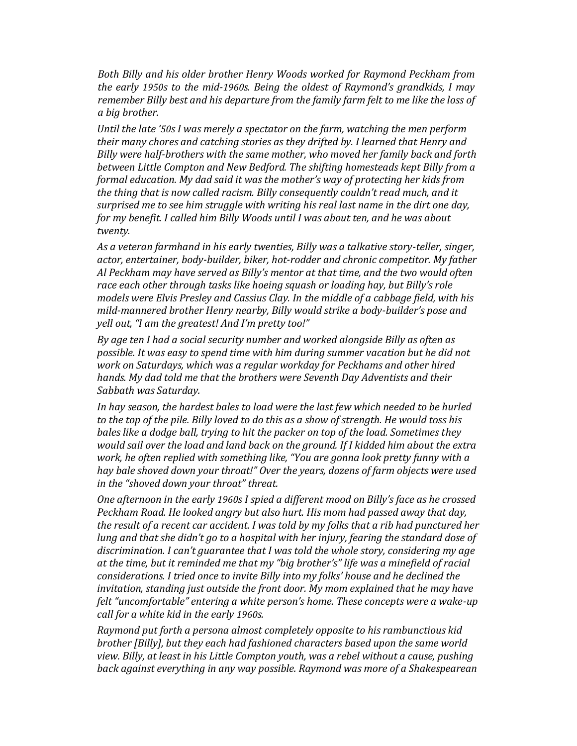*Both Billy and his older brother Henry Woods worked for Raymond Peckham from the early 1950s to the mid-1960s. Being the oldest of Raymond's grandkids, I may remember Billy best and his departure from the family farm felt to me like the loss of a big brother.*

*Until the late '50s I was merely a spectator on the farm, watching the men perform their many chores and catching stories as they drifted by. I learned that Henry and Billy were half-brothers with the same mother, who moved her family back and forth between Little Compton and New Bedford. The shifting homesteads kept Billy from a formal education. My dad said it was the mother's way of protecting her kids from the thing that is now called racism. Billy consequently couldn't read much, and it surprised me to see him struggle with writing his real last name in the dirt one day, for my benefit. I called him Billy Woods until I was about ten, and he was about twenty.*

*As a veteran farmhand in his early twenties, Billy was a talkative story-teller, singer, actor, entertainer, body-builder, biker, hot-rodder and chronic competitor. My father Al Peckham may have served as Billy's mentor at that time, and the two would often race each other through tasks like hoeing squash or loading hay, but Billy's role models were Elvis Presley and Cassius Clay. In the middle of a cabbage field, with his mild-mannered brother Henry nearby, Billy would strike a body-builder's pose and yell out, "I am the greatest! And I'm pretty too!"*

*By age ten I had a social security number and worked alongside Billy as often as possible. It was easy to spend time with him during summer vacation but he did not work on Saturdays, which was a regular workday for Peckhams and other hired hands. My dad told me that the brothers were Seventh Day Adventists and their Sabbath was Saturday.*

*In hay season, the hardest bales to load were the last few which needed to be hurled to the top of the pile. Billy loved to do this as a show of strength. He would toss his bales like a dodge ball, trying to hit the packer on top of the load. Sometimes they would sail over the load and land back on the ground. If I kidded him about the extra work, he often replied with something like, "You are gonna look pretty funny with a hay bale shoved down your throat!" Over the years, dozens of farm objects were used in the "shoved down your throat" threat.*

*One afternoon in the early 1960s I spied a different mood on Billy's face as he crossed Peckham Road. He looked angry but also hurt. His mom had passed away that day, the result of a recent car accident. I was told by my folks that a rib had punctured her lung and that she didn't go to a hospital with her injury, fearing the standard dose of discrimination. I can't guarantee that I was told the whole story, considering my age at the time, but it reminded me that my "big brother's" life was a minefield of racial considerations. I tried once to invite Billy into my folks' house and he declined the invitation, standing just outside the front door. My mom explained that he may have felt "uncomfortable" entering a white person's home. These concepts were a wake-up call for a white kid in the early 1960s.*

*Raymond put forth a persona almost completely opposite to his rambunctious kid brother [Billy], but they each had fashioned characters based upon the same world view. Billy, at least in his Little Compton youth, was a rebel without a cause, pushing back against everything in any way possible. Raymond was more of a Shakespearean*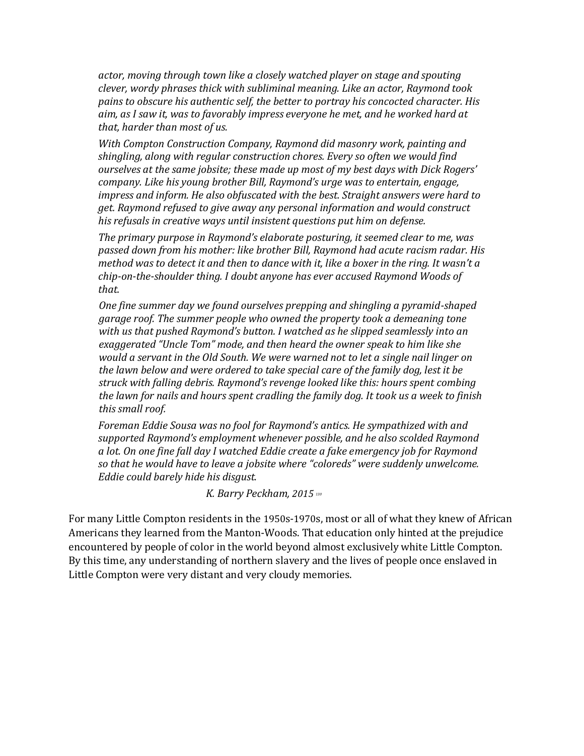*actor, moving through town like a closely watched player on stage and spouting clever, wordy phrases thick with subliminal meaning. Like an actor, Raymond took pains to obscure his authentic self, the better to portray his concocted character. His aim, as I saw it, was to favorably impress everyone he met, and he worked hard at that, harder than most of us.*

*With Compton Construction Company, Raymond did masonry work, painting and shingling, along with regular construction chores. Every so often we would find ourselves at the same jobsite; these made up most of my best days with Dick Rogers' company. Like his young brother Bill, Raymond's urge was to entertain, engage, impress and inform. He also obfuscated with the best. Straight answers were hard to get. Raymond refused to give away any personal information and would construct his refusals in creative ways until insistent questions put him on defense.*

*The primary purpose in Raymond's elaborate posturing, it seemed clear to me, was passed down from his mother: like brother Bill, Raymond had acute racism radar. His method was to detect it and then to dance with it, like a boxer in the ring. It wasn't a chip-on-the-shoulder thing. I doubt anyone has ever accused Raymond Woods of that.*

*One fine summer day we found ourselves prepping and shingling a pyramid-shaped garage roof. The summer people who owned the property took a demeaning tone with us that pushed Raymond's button. I watched as he slipped seamlessly into an exaggerated "Uncle Tom" mode, and then heard the owner speak to him like she would a servant in the Old South. We were warned not to let a single nail linger on the lawn below and were ordered to take special care of the family dog, lest it be struck with falling debris. Raymond's revenge looked like this: hours spent combing the lawn for nails and hours spent cradling the family dog. It took us a week to finish this small roof.*

*Foreman Eddie Sousa was no fool for Raymond's antics. He sympathized with and supported Raymond's employment whenever possible, and he also scolded Raymond a lot. On one fine fall day I watched Eddie create a fake emergency job for Raymond so that he would have to leave a jobsite where "coloreds" were suddenly unwelcome. Eddie could barely hide his disgust.*

*K. Barry Peckham, 2015* [130]

For many Little Compton residents in the 1950s-1970s, most or all of what they knew of African Americans they learned from the Manton-Woods. That education only hinted at the prejudice encountered by people of color in the world beyond almost exclusively white Little Compton. By this time, any understanding of northern slavery and the lives of people once enslaved in Little Compton were very distant and very cloudy memories.